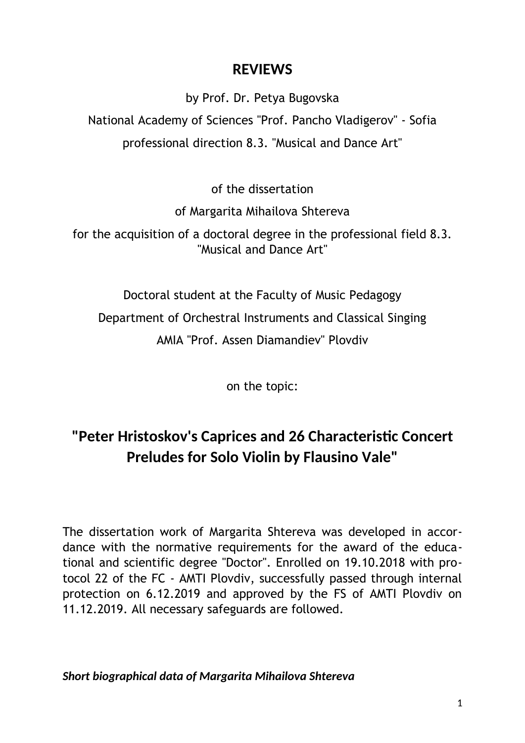# REVIEWS

by Prof. Dr. Petya Bugovska

National Academy of Sciences "Prof. Pancho Vladigerov" - Sofia

professional direction 8.3. "Musical and Dance Art"

of the dissertation

of Margarita Mihailova Shtereva

for the acquisition of a doctoral degree in the professional field 8.3. "Musical and Dance Art"

Doctoral student at the Faculty of Music Pedagogy

Department of Orchestral Instruments and Classical Singing

AMIA "Prof. Assen Diamandiev" Plovdiv

on the topic:

## "Peter Hristoskov's Caprices and 26 Characteristic Concert Preludes for Solo Violin by Flausino Vale"

The dissertation work of Margarita Shtereva was developed in accordance with the normative requirements for the award of the educational and scientific degree "Doctor". Enrolled on 19.10.2018 with protocol 22 of the FC - AMTI Plovdiv, successfully passed through internal protection on 6.12.2019 and approved by the FS of AMTI Plovdiv on 11.12.2019. All necessary safeguards are followed.

***Short biographical data of Margarita Mihailova Shtereva***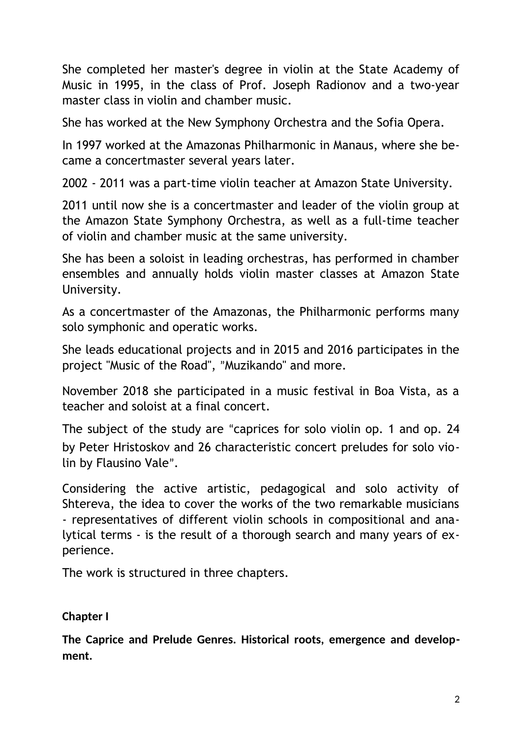She completed her master's degree in violin at the State Academy of Music in 1995, in the class of Prof. Joseph Radionov and a two-year master class in violin and chamber music.

She has worked at the New Symphony Orchestra and the Sofia Opera.

In 1997 worked at the Amazonas Philharmonic in Manaus, where she became a concertmaster several years later.

2002 - 2011 was a part-time violin teacher at Amazon State University.

2011 until now she is a concertmaster and leader of the violin group at the Amazon State Symphony Orchestra, as well as a full-time teacher of violin and chamber music at the same university.

She has been a soloist in leading orchestras, has performed in chamber ensembles and annually holds violin master classes at Amazon State University.

As a concertmaster of the Amazonas, the Philharmonic performs many solo symphonic and operatic works.

She leads educational projects and in 2015 and 2016 participates in the project "Music of the Road", "Muzikando" and more.

November 2018 she participated in a music festival in Boa Vista, as a teacher and soloist at a final concert.

The subject of the study are "caprices for solo violin op. 1 and op. 24 by Peter Hristoskov and 26 characteristic concert preludes for solo violin by Flausino Vale".

Considering the active artistic, pedagogical and solo activity of Shtereva, the idea to cover the works of the two remarkable musicians - representatives of different violin schools in compositional and analytical terms - is the result of a thorough search and many years of experience.

The work is structured in three chapters.

**Chapter I**

**The Caprice and Prelude Genres. Historical roots, emergence and development.**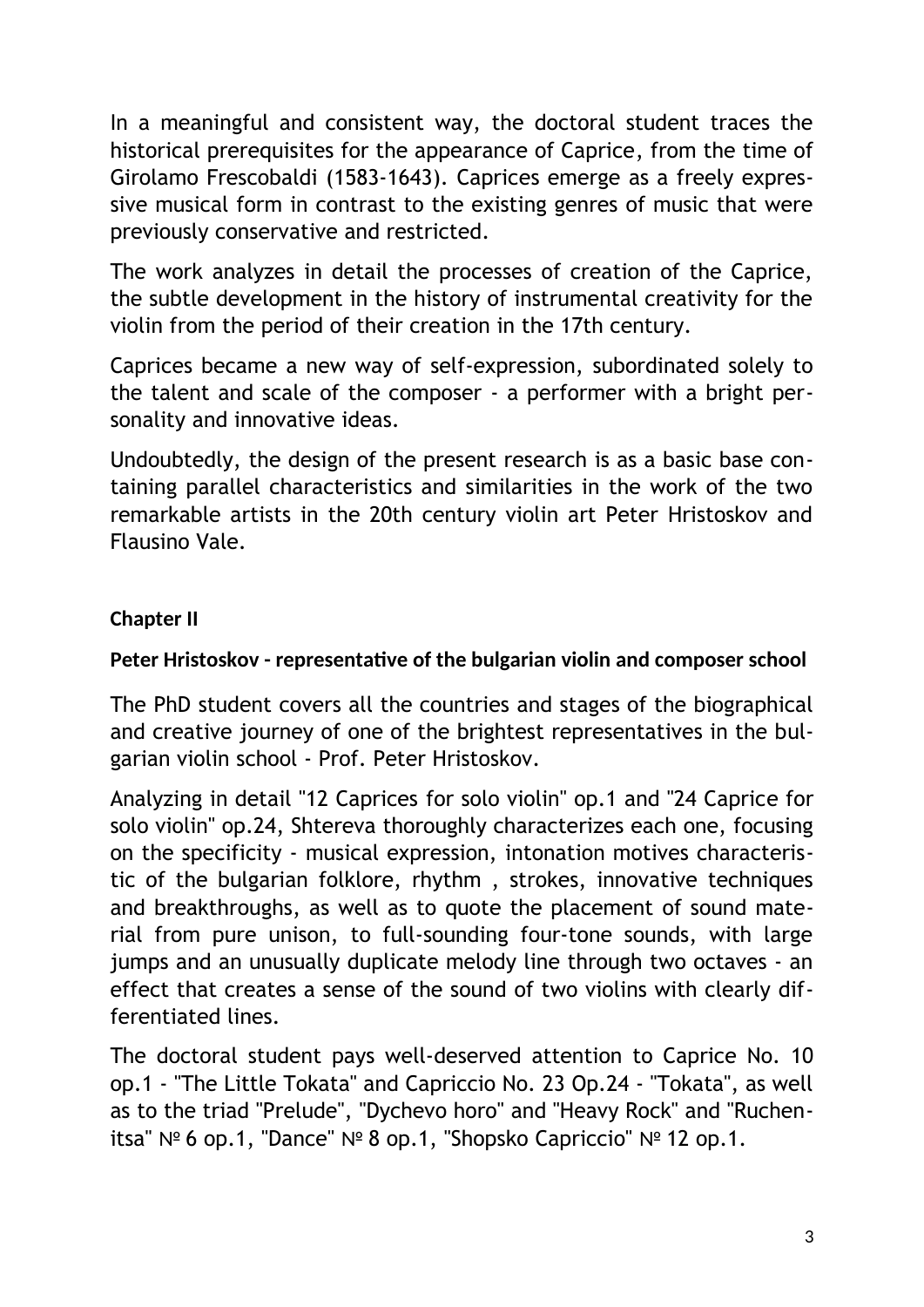In a meaningful and consistent way, the doctoral student traces the historical prerequisites for the appearance of Caprice, from the time of Girolamo Frescobaldi (1583-1643). Caprices emerge as a freely expressive musical form in contrast to the existing genres of music that were previously conservative and restricted.

The work analyzes in detail the processes of creation of the Caprice, the subtle development in the history of instrumental creativity for the violin from the period of their creation in the 17th century.

Caprices became a new way of self-expression, subordinated solely to the talent and scale of the composer - a performer with a bright personality and innovative ideas.

Undoubtedly, the design of the present research is as a basic base containing parallel characteristics and similarities in the work of the two remarkable artists in the 20th century violin art Peter Hristoskov and Flausino Vale.

## Chapter II

### Peter Hristoskov - representative of the bulgarian violin and composer school

The PhD student covers all the countries and stages of the biographical and creative journey of one of the brightest representatives in the bulgarian violin school - Prof. Peter Hristoskov.

Analyzing in detail "12 Caprices for solo violin" op.1 and "24 Caprice for solo violin" op.24, Shtereva thoroughly characterizes each one, focusing on the specificity - musical expression, intonation motives characteristic of the bulgarian folklore, rhythm , strokes, innovative techniques and breakthroughs, as well as to quote the placement of sound material from pure unison, to full-sounding four-tone sounds, with large jumps and an unusually duplicate melody line through two octaves - an effect that creates a sense of the sound of two violins with clearly differentiated lines.

The doctoral student pays well-deserved attention to Caprice No. 10 op.1 - "The Little Tokata" and Capriccio No. 23 Op.24 - "Tokata", as well as to the triad "Prelude", "Dychevo horo" and "Heavy Rock" and "Ruchenitsa" № 6 op.1, "Dance" № 8 op.1, "Shopsko Capriccio" № 12 op.1.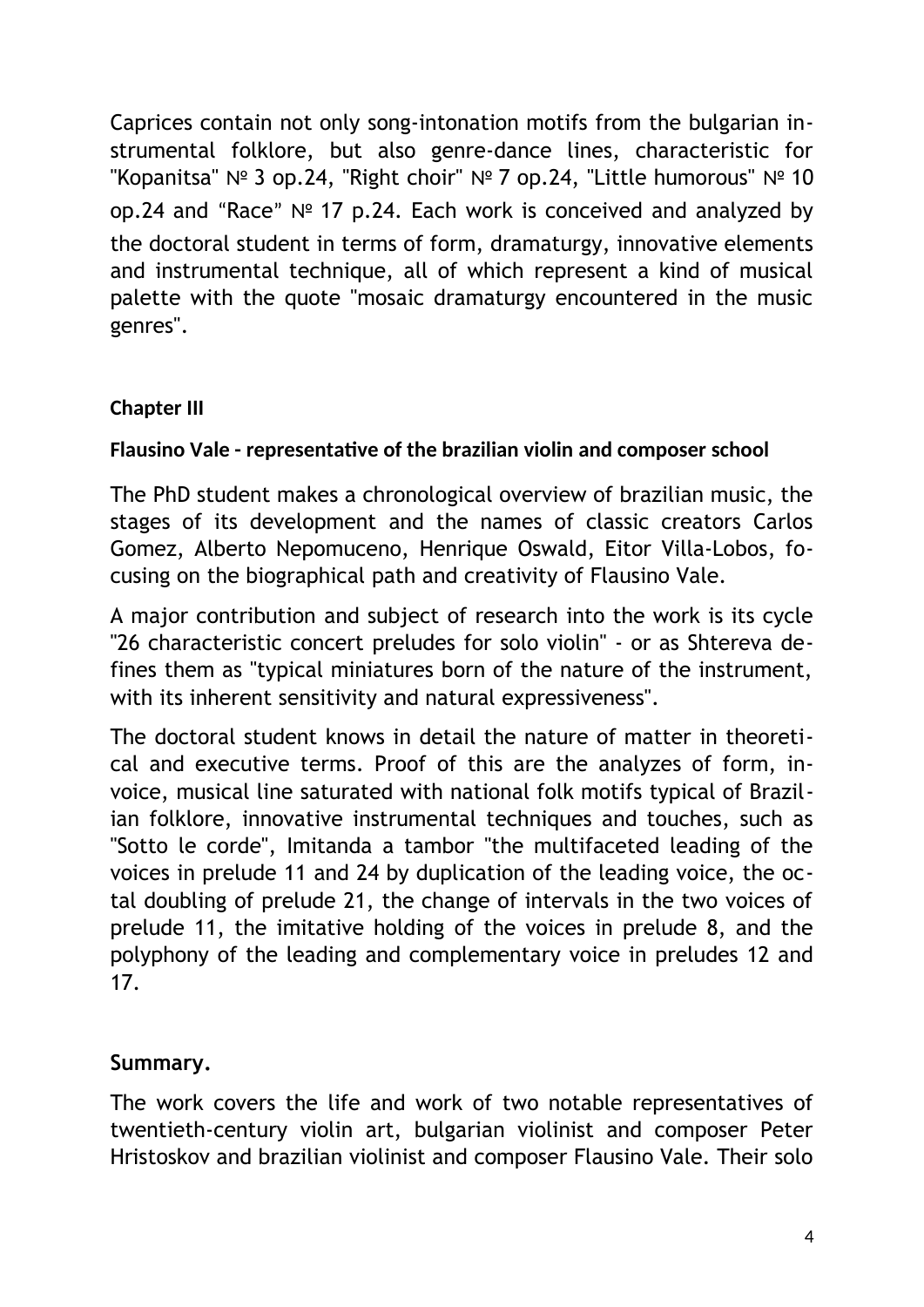Caprices contain not only song-intonation motifs from the bulgarian instrumental folklore, but also genre-dance lines, characteristic for "Kopanitsa" № 3 op.24, "Right choir" № 7 op.24, "Little humorous" № 10 op.24 and “Race” № 17 p.24. Each work is conceived and analyzed by the doctoral student in terms of form, dramaturgy, innovative elements and instrumental technique, all of which represent a kind of musical palette with the quote "mosaic dramaturgy encountered in the music genres".

**Chapter III**

**Flausino Vale - representative of the brazilian violin and composer school**

The PhD student makes a chronological overview of brazilian music, the stages of its development and the names of classic creators Carlos Gomez, Alberto Nepomuceno, Henrique Oswald, Eitor Villa-Lobos, focusing on the biographical path and creativity of Flausino Vale.

A major contribution and subject of research into the work is its cycle "26 characteristic concert preludes for solo violin" - or as Shtereva defines them as "typical miniatures born of the nature of the instrument, with its inherent sensitivity and natural expressiveness".

The doctoral student knows in detail the nature of matter in theoretical and executive terms. Proof of this are the analyzes of form, invoice, musical line saturated with national folk motifs typical of Brazilian folklore, innovative instrumental techniques and touches, such as "Sotto le corde", Imitanda a tambor "the multifaceted leading of the voices in prelude 11 and 24 by duplication of the leading voice, the octal doubling of prelude 21, the change of intervals in the two voices of prelude 11, the imitative holding of the voices in prelude 8, and the polyphony of the leading and complementary voice in preludes 12 and 17.

**Summary.**

The work covers the life and work of two notable representatives of twentieth-century violin art, bulgarian violinist and composer Peter Hristoskov and brazilian violinist and composer Flausino Vale. Their solo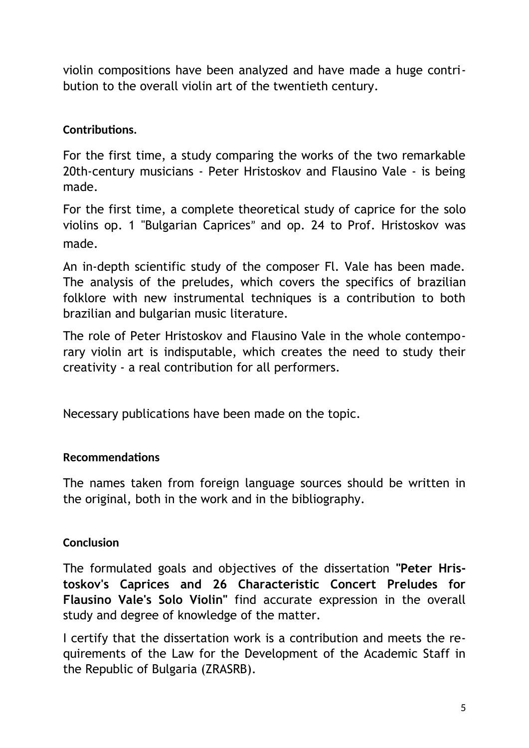violin compositions have been analyzed and have made a huge contribution to the overall violin art of the twentieth century.

**Contributions.**

For the first time, a study comparing the works of the two remarkable 20th-century musicians - Peter Hristoskov and Flausino Vale - is being made.

For the first time, a complete theoretical study of caprice for the solo violins op. 1 "Bulgarian Caprices" and op. 24 to Prof. Hristoskov was made.

An in-depth scientific study of the composer Fl. Vale has been made. The analysis of the preludes, which covers the specifics of brazilian folklore with new instrumental techniques is a contribution to both brazilian and bulgarian music literature.

The role of Peter Hristoskov and Flausino Vale in the whole contemporary violin art is indisputable, which creates the need to study their creativity - a real contribution for all performers.

Necessary publications have been made on the topic.

**Recommendations**

The names taken from foreign language sources should be written in the original, both in the work and in the bibliography.

**Conclusion**

The formulated goals and objectives of the dissertation **"Peter Hristoskov's Caprices and 26 Characteristic Concert Preludes for Flausino Vale's Solo Violin"** find accurate expression in the overall study and degree of knowledge of the matter.

I certify that the dissertation work is a contribution and meets the requirements of the Law for the Development of the Academic Staff in the Republic of Bulgaria (ZRASRB).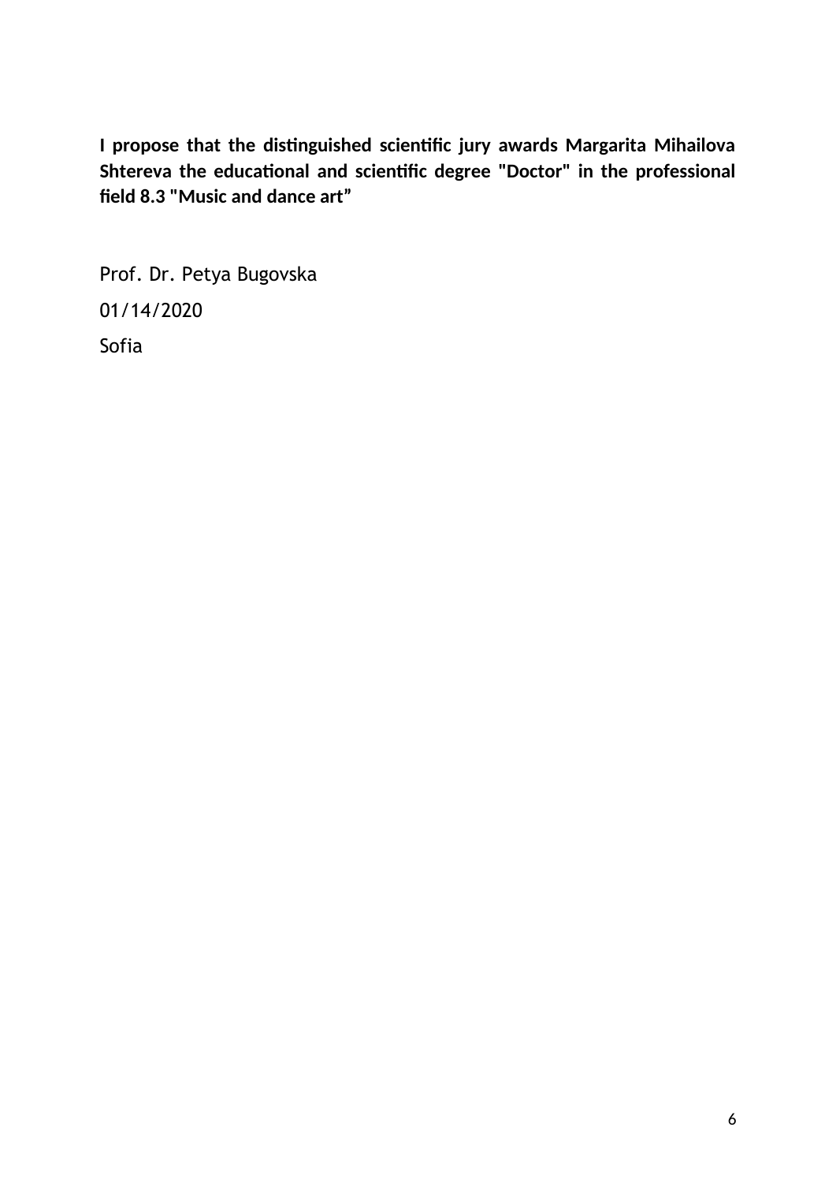**I propose that the distinguished scientific jury awards Margarita Mihailova Shtereva the educational and scientific degree "Doctor" in the professional field 8.3 "Music and dance art”**

Prof. Dr. Petya Bugovska

01/14/2020

Sofia